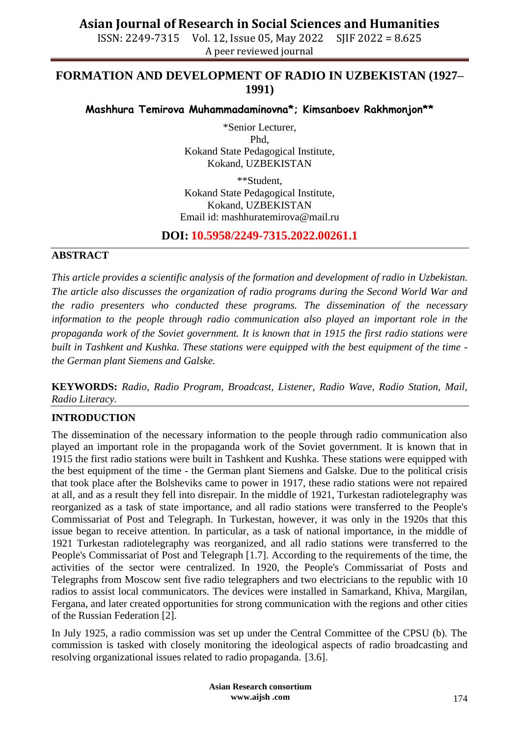# FORMATION AND DEVELOPMENT OF RADIO IN UZBEKISTAN (1927–1991)

**Mashhura Temirova Muhammadaminovna*; Kimsanboev Rakhmonjon****

*Senior Lecturer,
Phd,
Kokand State Pedagogical Institute,
Kokand, UZBEKISTAN

**Student,
Kokand State Pedagogical Institute,
Kokand, UZBEKISTAN
Email id: mashhuratemirova@mail.ru

**DOI: 10.5958/2249-7315.2022.00261.1**

## ABSTRACT

*This article provides a scientific analysis of the formation and development of radio in Uzbekistan. The article also discusses the organization of radio programs during the Second World War and the radio presenters who conducted these programs. The dissemination of the necessary information to the people through radio communication also played an important role in the propaganda work of the Soviet government. It is known that in 1915 the first radio stations were built in Tashkent and Kushka. These stations were equipped with the best equipment of the time - the German plant Siemens and Galske.*

**KEYWORDS:** *Radio, Radio Program, Broadcast, Listener, Radio Wave, Radio Station, Mail, Radio Literacy.*

## INTRODUCTION

The dissemination of the necessary information to the people through radio communication also played an important role in the propaganda work of the Soviet government. It is known that in 1915 the first radio stations were built in Tashkent and Kushka. These stations were equipped with the best equipment of the time - the German plant Siemens and Galske. Due to the political crisis that took place after the Bolsheviks came to power in 1917, these radio stations were not repaired at all, and as a result they fell into disrepair. In the middle of 1921, Turkestan radiotelegraphy was reorganized as a task of state importance, and all radio stations were transferred to the People's Commissariat of Post and Telegraph. In Turkestan, however, it was only in the 1920s that this issue began to receive attention. In particular, as a task of national importance, in the middle of 1921 Turkestan radiotelegraphy was reorganized, and all radio stations were transferred to the People's Commissariat of Post and Telegraph [1.7]. According to the requirements of the time, the activities of the sector were centralized. In 1920, the People's Commissariat of Posts and Telegraphs from Moscow sent five radio telegraphers and two electricians to the republic with 10 radios to assist local communicators. The devices were installed in Samarkand, Khiva, Margilan, Fergana, and later created opportunities for strong communication with the regions and other cities of the Russian Federation [2].

In July 1925, a radio commission was set up under the Central Committee of the CPSU (b). The commission is tasked with closely monitoring the ideological aspects of radio broadcasting and resolving organizational issues related to radio propaganda. [3.6].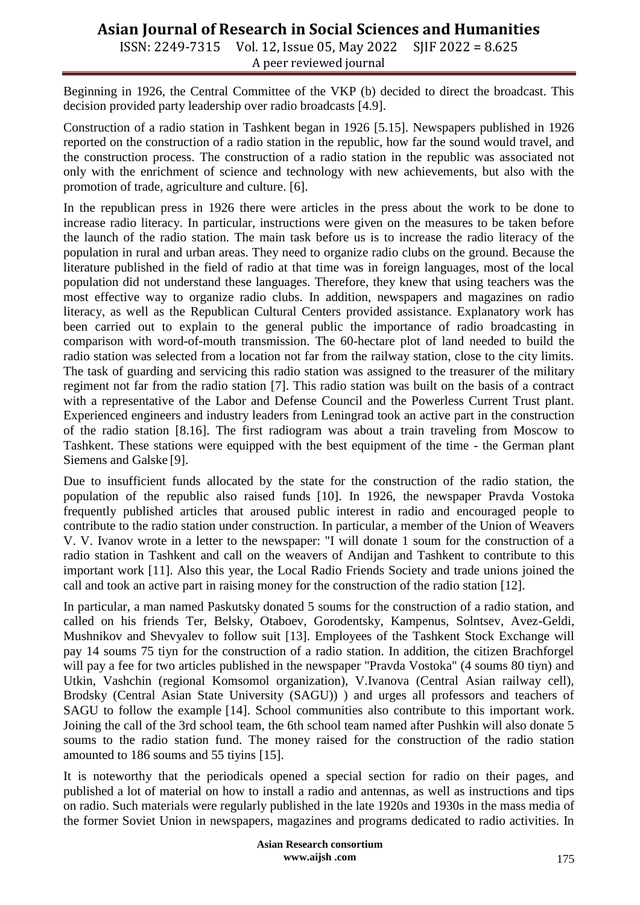Beginning in 1926, the Central Committee of the VKP (b) decided to direct the broadcast. This decision provided party leadership over radio broadcasts [4.9].

Construction of a radio station in Tashkent began in 1926 [5.15]. Newspapers published in 1926 reported on the construction of a radio station in the republic, how far the sound would travel, and the construction process. The construction of a radio station in the republic was associated not only with the enrichment of science and technology with new achievements, but also with the promotion of trade, agriculture and culture. [6].

In the republican press in 1926 there were articles in the press about the work to be done to increase radio literacy. In particular, instructions were given on the measures to be taken before the launch of the radio station. The main task before us is to increase the radio literacy of the population in rural and urban areas. They need to organize radio clubs on the ground. Because the literature published in the field of radio at that time was in foreign languages, most of the local population did not understand these languages. Therefore, they knew that using teachers was the most effective way to organize radio clubs. In addition, newspapers and magazines on radio literacy, as well as the Republican Cultural Centers provided assistance. Explanatory work has been carried out to explain to the general public the importance of radio broadcasting in comparison with word-of-mouth transmission. The 60-hectare plot of land needed to build the radio station was selected from a location not far from the railway station, close to the city limits. The task of guarding and servicing this radio station was assigned to the treasurer of the military regiment not far from the radio station [7]. This radio station was built on the basis of a contract with a representative of the Labor and Defense Council and the Powerless Current Trust plant. Experienced engineers and industry leaders from Leningrad took an active part in the construction of the radio station [8.16]. The first radiogram was about a train traveling from Moscow to Tashkent. These stations were equipped with the best equipment of the time - the German plant Siemens and Galske [9].

Due to insufficient funds allocated by the state for the construction of the radio station, the population of the republic also raised funds [10]. In 1926, the newspaper Pravda Vostoka frequently published articles that aroused public interest in radio and encouraged people to contribute to the radio station under construction. In particular, a member of the Union of Weavers V. V. Ivanov wrote in a letter to the newspaper: "I will donate 1 soum for the construction of a radio station in Tashkent and call on the weavers of Andijan and Tashkent to contribute to this important work [11]. Also this year, the Local Radio Friends Society and trade unions joined the call and took an active part in raising money for the construction of the radio station [12].

In particular, a man named Paskutsky donated 5 soums for the construction of a radio station, and called on his friends Ter, Belsky, Otaboev, Gorodentsky, Kampenus, Solntsev, Avez-Geldi, Mushnikov and Shevyalev to follow suit [13]. Employees of the Tashkent Stock Exchange will pay 14 soums 75 tiyn for the construction of a radio station. In addition, the citizen Brachforgel will pay a fee for two articles published in the newspaper "Pravda Vostoka" (4 soums 80 tiyn) and Utkin, Vashchin (regional Komsomol organization), V.Ivanova (Central Asian railway cell), Brodsky (Central Asian State University (SAGU)) ) and urges all professors and teachers of SAGU to follow the example [14]. School communities also contribute to this important work. Joining the call of the 3rd school team, the 6th school team named after Pushkin will also donate 5 soums to the radio station fund. The money raised for the construction of the radio station amounted to 186 soums and 55 tiyins [15].

It is noteworthy that the periodicals opened a special section for radio on their pages, and published a lot of material on how to install a radio and antennas, as well as instructions and tips on radio. Such materials were regularly published in the late 1920s and 1930s in the mass media of the former Soviet Union in newspapers, magazines and programs dedicated to radio activities. In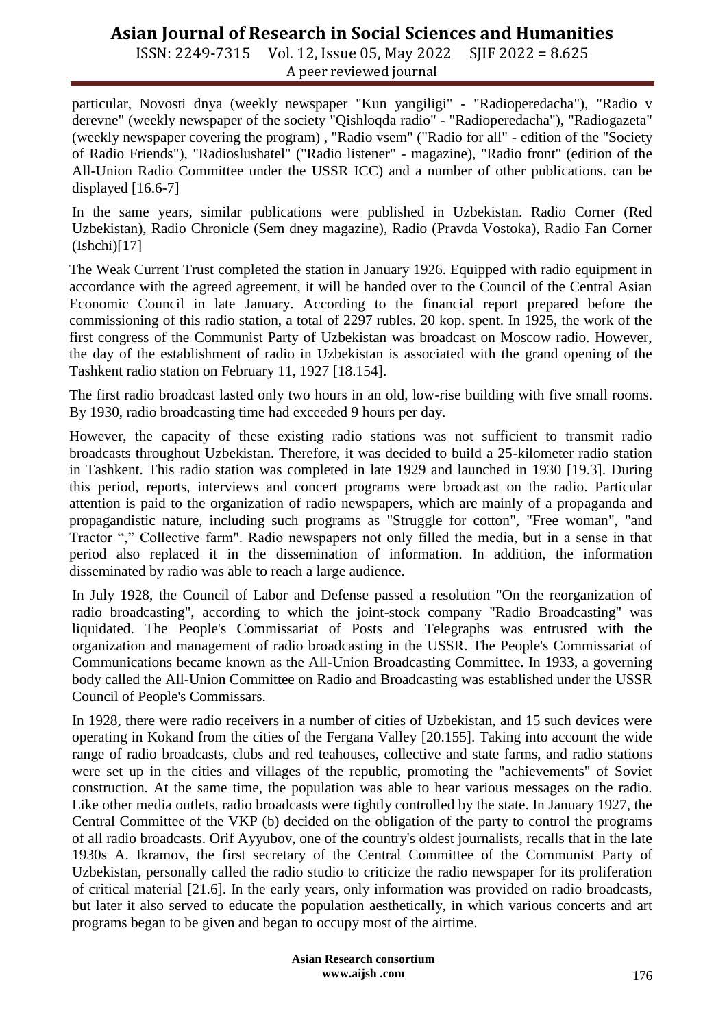particular, Novosti dnya (weekly newspaper "Kun yangiligi" - "Radioperedacha"), "Radio v derevne" (weekly newspaper of the society "Qishloqda radio" - "Radioperedacha"), "Radiogazeta" (weekly newspaper covering the program) , "Radio vsem" ("Radio for all" - edition of the "Society of Radio Friends"), "Radioslushatel" ("Radio listener" - magazine), "Radio front" (edition of the All-Union Radio Committee under the USSR ICC) and a number of other publications. can be displayed [16.6-7]

In the same years, similar publications were published in Uzbekistan. Radio Corner (Red Uzbekistan), Radio Chronicle (Sem dney magazine), Radio (Pravda Vostoka), Radio Fan Corner (Ishchi)[17]

The Weak Current Trust completed the station in January 1926. Equipped with radio equipment in accordance with the agreed agreement, it will be handed over to the Council of the Central Asian Economic Council in late January. According to the financial report prepared before the commissioning of this radio station, a total of 2297 rubles. 20 kop. spent. In 1925, the work of the first congress of the Communist Party of Uzbekistan was broadcast on Moscow radio. However, the day of the establishment of radio in Uzbekistan is associated with the grand opening of the Tashkent radio station on February 11, 1927 [18.154].

The first radio broadcast lasted only two hours in an old, low-rise building with five small rooms. By 1930, radio broadcasting time had exceeded 9 hours per day.

However, the capacity of these existing radio stations was not sufficient to transmit radio broadcasts throughout Uzbekistan. Therefore, it was decided to build a 25-kilometer radio station in Tashkent. This radio station was completed in late 1929 and launched in 1930 [19.3]. During this period, reports, interviews and concert programs were broadcast on the radio. Particular attention is paid to the organization of radio newspapers, which are mainly of a propaganda and propagandistic nature, including such programs as "Struggle for cotton", "Free woman", "and Tractor "," Collective farm". Radio newspapers not only filled the media, but in a sense in that period also replaced it in the dissemination of information. In addition, the information disseminated by radio was able to reach a large audience.

In July 1928, the Council of Labor and Defense passed a resolution "On the reorganization of radio broadcasting", according to which the joint-stock company "Radio Broadcasting" was liquidated. The People's Commissariat of Posts and Telegraphs was entrusted with the organization and management of radio broadcasting in the USSR. The People's Commissariat of Communications became known as the All-Union Broadcasting Committee. In 1933, a governing body called the All-Union Committee on Radio and Broadcasting was established under the USSR Council of People's Commissars.

In 1928, there were radio receivers in a number of cities of Uzbekistan, and 15 such devices were operating in Kokand from the cities of the Fergana Valley [20.155]. Taking into account the wide range of radio broadcasts, clubs and red teahouses, collective and state farms, and radio stations were set up in the cities and villages of the republic, promoting the "achievements" of Soviet construction. At the same time, the population was able to hear various messages on the radio. Like other media outlets, radio broadcasts were tightly controlled by the state. In January 1927, the Central Committee of the VKP (b) decided on the obligation of the party to control the programs of all radio broadcasts. Orif Ayyubov, one of the country's oldest journalists, recalls that in the late 1930s A. Ikramov, the first secretary of the Central Committee of the Communist Party of Uzbekistan, personally called the radio studio to criticize the radio newspaper for its proliferation of critical material [21.6]. In the early years, only information was provided on radio broadcasts, but later it also served to educate the population aesthetically, in which various concerts and art programs began to be given and began to occupy most of the airtime.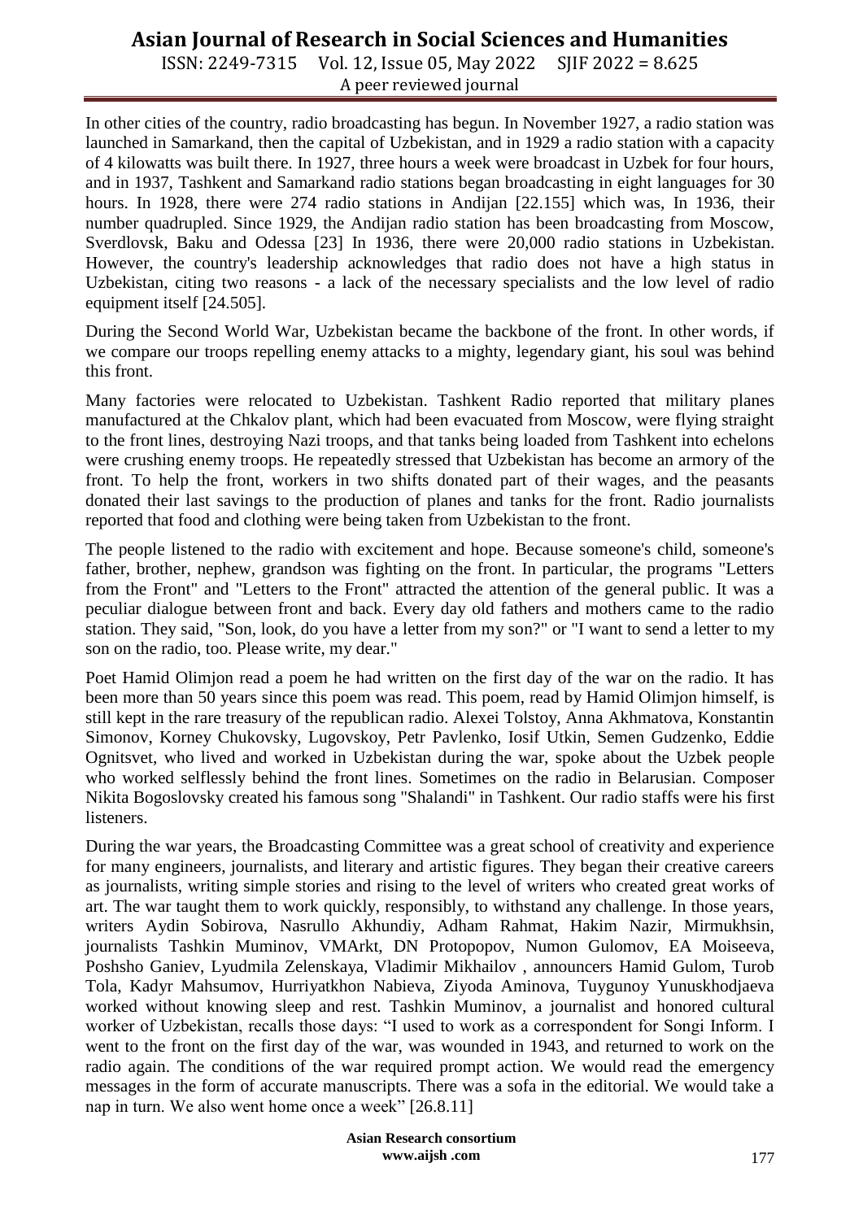In other cities of the country, radio broadcasting has begun. In November 1927, a radio station was launched in Samarkand, then the capital of Uzbekistan, and in 1929 a radio station with a capacity of 4 kilowatts was built there. In 1927, three hours a week were broadcast in Uzbek for four hours, and in 1937, Tashkent and Samarkand radio stations began broadcasting in eight languages for 30 hours. In 1928, there were 274 radio stations in Andijan [22.155] which was, In 1936, their number quadrupled. Since 1929, the Andijan radio station has been broadcasting from Moscow, Sverdlovsk, Baku and Odessa [23] In 1936, there were 20,000 radio stations in Uzbekistan. However, the country's leadership acknowledges that radio does not have a high status in Uzbekistan, citing two reasons - a lack of the necessary specialists and the low level of radio equipment itself [24.505].

During the Second World War, Uzbekistan became the backbone of the front. In other words, if we compare our troops repelling enemy attacks to a mighty, legendary giant, his soul was behind this front.

Many factories were relocated to Uzbekistan. Tashkent Radio reported that military planes manufactured at the Chkalov plant, which had been evacuated from Moscow, were flying straight to the front lines, destroying Nazi troops, and that tanks being loaded from Tashkent into echelons were crushing enemy troops. He repeatedly stressed that Uzbekistan has become an armory of the front. To help the front, workers in two shifts donated part of their wages, and the peasants donated their last savings to the production of planes and tanks for the front. Radio journalists reported that food and clothing were being taken from Uzbekistan to the front.

The people listened to the radio with excitement and hope. Because someone's child, someone's father, brother, nephew, grandson was fighting on the front. In particular, the programs "Letters from the Front" and "Letters to the Front" attracted the attention of the general public. It was a peculiar dialogue between front and back. Every day old fathers and mothers came to the radio station. They said, "Son, look, do you have a letter from my son?" or "I want to send a letter to my son on the radio, too. Please write, my dear."

Poet Hamid Olimjon read a poem he had written on the first day of the war on the radio. It has been more than 50 years since this poem was read. This poem, read by Hamid Olimjon himself, is still kept in the rare treasury of the republican radio. Alexei Tolstoy, Anna Akhmatova, Konstantin Simonov, Korney Chukovsky, Lugovskoy, Petr Pavlenko, Iosif Utkin, Semen Gudzenko, Eddie Ognitsvet, who lived and worked in Uzbekistan during the war, spoke about the Uzbek people who worked selflessly behind the front lines. Sometimes on the radio in Belarusian. Composer Nikita Bogoslovsky created his famous song "Shalandi" in Tashkent. Our radio staffs were his first listeners.

During the war years, the Broadcasting Committee was a great school of creativity and experience for many engineers, journalists, and literary and artistic figures. They began their creative careers as journalists, writing simple stories and rising to the level of writers who created great works of art. The war taught them to work quickly, responsibly, to withstand any challenge. In those years, writers Aydin Sobirova, Nasrullo Akhundiy, Adham Rahmat, Hakim Nazir, Mirmukhsin, journalists Tashkin Muminov, VMArkt, DN Protopopov, Numon Gulomov, EA Moiseeva, Poshsho Ganiev, Lyudmila Zelenskaya, Vladimir Mikhailov , announcers Hamid Gulom, Turob Tola, Kadyr Mahsumov, Hurriyatkhon Nabieva, Ziyoda Aminova, Tuygunoy Yunuskhodjaeva worked without knowing sleep and rest. Tashkin Muminov, a journalist and honored cultural worker of Uzbekistan, recalls those days: "I used to work as a correspondent for Songi Inform. I went to the front on the first day of the war, was wounded in 1943, and returned to work on the radio again. The conditions of the war required prompt action. We would read the emergency messages in the form of accurate manuscripts. There was a sofa in the editorial. We would take a nap in turn. We also went home once a week" [26.8.11]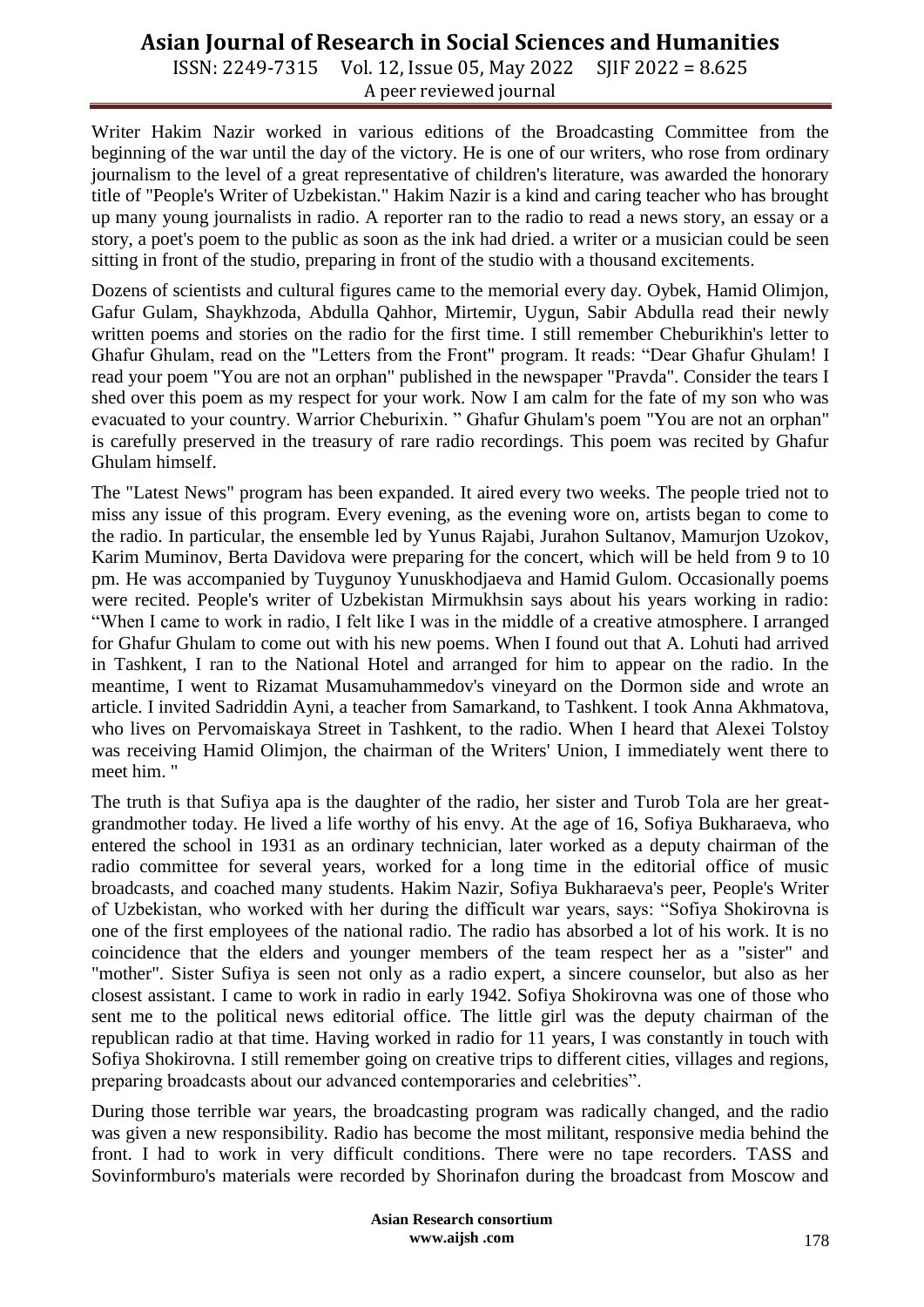Writer Hakim Nazir worked in various editions of the Broadcasting Committee from the beginning of the war until the day of the victory. He is one of our writers, who rose from ordinary journalism to the level of a great representative of children's literature, was awarded the honorary title of "People's Writer of Uzbekistan." Hakim Nazir is a kind and caring teacher who has brought up many young journalists in radio. A reporter ran to the radio to read a news story, an essay or a story, a poet's poem to the public as soon as the ink had dried. a writer or a musician could be seen sitting in front of the studio, preparing in front of the studio with a thousand excitements.

Dozens of scientists and cultural figures came to the memorial every day. Oybek, Hamid Olimjon, Gafur Gulam, Shaykhzoda, Abdulla Qahhor, Mirtemir, Uygun, Sabir Abdulla read their newly written poems and stories on the radio for the first time. I still remember Cheburikhin's letter to Ghafur Ghulam, read on the "Letters from the Front" program. It reads: "Dear Ghafur Ghulam! I read your poem "You are not an orphan" published in the newspaper "Pravda". Consider the tears I shed over this poem as my respect for your work. Now I am calm for the fate of my son who was evacuated to your country. Warrior Cheburixin. " Ghafur Ghulam's poem "You are not an orphan" is carefully preserved in the treasury of rare radio recordings. This poem was recited by Ghafur Ghulam himself.

The "Latest News" program has been expanded. It aired every two weeks. The people tried not to miss any issue of this program. Every evening, as the evening wore on, artists began to come to the radio. In particular, the ensemble led by Yunus Rajabi, Jurahon Sultanov, Mamurjon Uzokov, Karim Muminov, Berta Davidova were preparing for the concert, which will be held from 9 to 10 pm. He was accompanied by Tuygunoy Yunuskhodjaeva and Hamid Gulom. Occasionally poems were recited. People's writer of Uzbekistan Mirmukhsin says about his years working in radio: "When I came to work in radio, I felt like I was in the middle of a creative atmosphere. I arranged for Ghafur Ghulam to come out with his new poems. When I found out that A. Lohuti had arrived in Tashkent, I ran to the National Hotel and arranged for him to appear on the radio. In the meantime, I went to Rizamat Musamuhammedov's vineyard on the Dormon side and wrote an article. I invited Sadriddin Ayni, a teacher from Samarkand, to Tashkent. I took Anna Akhmatova, who lives on Pervomaiskaya Street in Tashkent, to the radio. When I heard that Alexei Tolstoy was receiving Hamid Olimjon, the chairman of the Writers' Union, I immediately went there to meet him. "

The truth is that Sufiya apa is the daughter of the radio, her sister and Turob Tola are her great-grandmother today. He lived a life worthy of his envy. At the age of 16, Sofiya Bukharaeva, who entered the school in 1931 as an ordinary technician, later worked as a deputy chairman of the radio committee for several years, worked for a long time in the editorial office of music broadcasts, and coached many students. Hakim Nazir, Sofiya Bukharaeva's peer, People's Writer of Uzbekistan, who worked with her during the difficult war years, says: "Sofiya Shokirovna is one of the first employees of the national radio. The radio has absorbed a lot of his work. It is no coincidence that the elders and younger members of the team respect her as a "sister" and "mother". Sister Sufiya is seen not only as a radio expert, a sincere counselor, but also as her closest assistant. I came to work in radio in early 1942. Sofiya Shokirovna was one of those who sent me to the political news editorial office. The little girl was the deputy chairman of the republican radio at that time. Having worked in radio for 11 years, I was constantly in touch with Sofiya Shokirovna. I still remember going on creative trips to different cities, villages and regions, preparing broadcasts about our advanced contemporaries and celebrities".

During those terrible war years, the broadcasting program was radically changed, and the radio was given a new responsibility. Radio has become the most militant, responsive media behind the front. I had to work in very difficult conditions. There were no tape recorders. TASS and Sovinformburo's materials were recorded by Shorinafon during the broadcast from Moscow and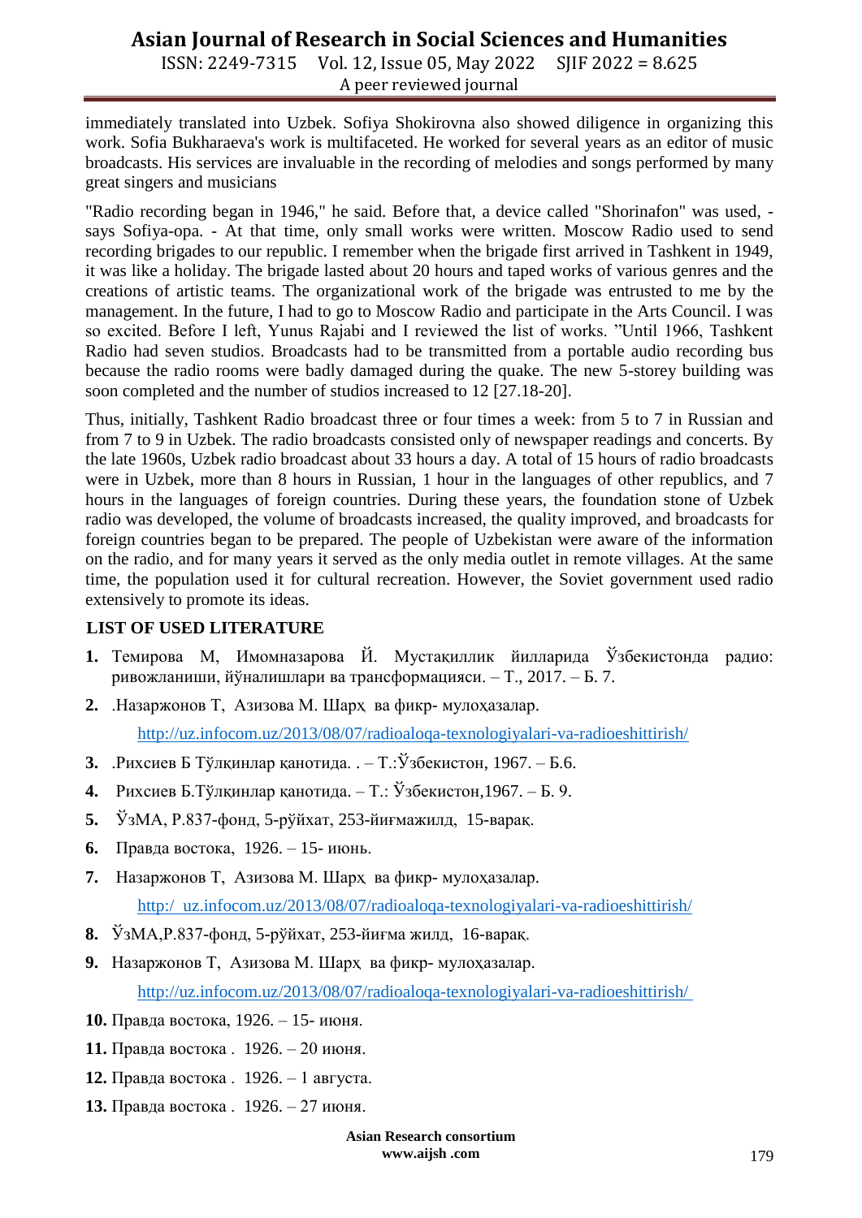immediately translated into Uzbek. Sofiya Shokirovna also showed diligence in organizing this work. Sofia Bukharaeva's work is multifaceted. He worked for several years as an editor of music broadcasts. His services are invaluable in the recording of melodies and songs performed by many great singers and musicians

"Radio recording began in 1946," he said. Before that, a device called "Shorinafon" was used, - says Sofiya-opa. - At that time, only small works were written. Moscow Radio used to send recording brigades to our republic. I remember when the brigade first arrived in Tashkent in 1949, it was like a holiday. The brigade lasted about 20 hours and taped works of various genres and the creations of artistic teams. The organizational work of the brigade was entrusted to me by the management. In the future, I had to go to Moscow Radio and participate in the Arts Council. I was so excited. Before I left, Yunus Rajabi and I reviewed the list of works. "Until 1966, Tashkent Radio had seven studios. Broadcasts had to be transmitted from a portable audio recording bus because the radio rooms were badly damaged during the quake. The new 5-storey building was soon completed and the number of studios increased to 12 [27.18-20].

Thus, initially, Tashkent Radio broadcast three or four times a week: from 5 to 7 in Russian and from 7 to 9 in Uzbek. The radio broadcasts consisted only of newspaper readings and concerts. By the late 1960s, Uzbek radio broadcast about 33 hours a day. A total of 15 hours of radio broadcasts were in Uzbek, more than 8 hours in Russian, 1 hour in the languages of other republics, and 7 hours in the languages of foreign countries. During these years, the foundation stone of Uzbek radio was developed, the volume of broadcasts increased, the quality improved, and broadcasts for foreign countries began to be prepared. The people of Uzbekistan were aware of the information on the radio, and for many years it served as the only media outlet in remote villages. At the same time, the population used it for cultural recreation. However, the Soviet government used radio extensively to promote its ideas.

## LIST OF USED LITERATURE

1. Темирова М, Имомназарова Й. Мустақиллик йилларида Ўзбекистонда радио: ривожланиши, йўналишлари ва трансформацияси. – Т., 2017. – Б. 7.
2. .Назаржонов Т, Азизова М. Шарҳ ва фикр- мулоҳазалар.
   http://uz.infocom.uz/2013/08/07/radioaloqa-texnologiyalari-va-radioeshittirish/
3. .Рихсиев Б Тўлқинлар қанотида. . – Т.:Ўзбекистон, 1967. – Б.6.
4. Рихсиев Б.Тўлқинлар қанотида. – Т.: Ўзбекистон,1967. – Б. 9.
5. ЎзМА, Р.837-фонд, 5-рўйхат, 253-йиғмажилд, 15-варақ.
6. Правда востока, 1926. – 15- июнь.
7. Назаржонов Т, Азизова М. Шарҳ ва фикр- мулоҳазалар.
   http:/ uz.infocom.uz/2013/08/07/radioaloqa-texnologiyalari-va-radioeshittirish/
8. ЎзМА,Р.837-фонд, 5-рўйхат, 253-йиғма жилд, 16-варақ.
9. Назаржонов Т, Азизова М. Шарҳ ва фикр- мулоҳазалар.
   http://uz.infocom.uz/2013/08/07/radioaloqa-texnologiyalari-va-radioeshittirish/
10. Правда востока, 1926. – 15- июня.
11. Правда востока . 1926. – 20 июня.
12. Правда востока . 1926. – 1 августа.
13. Правда востока . 1926. – 27 июня.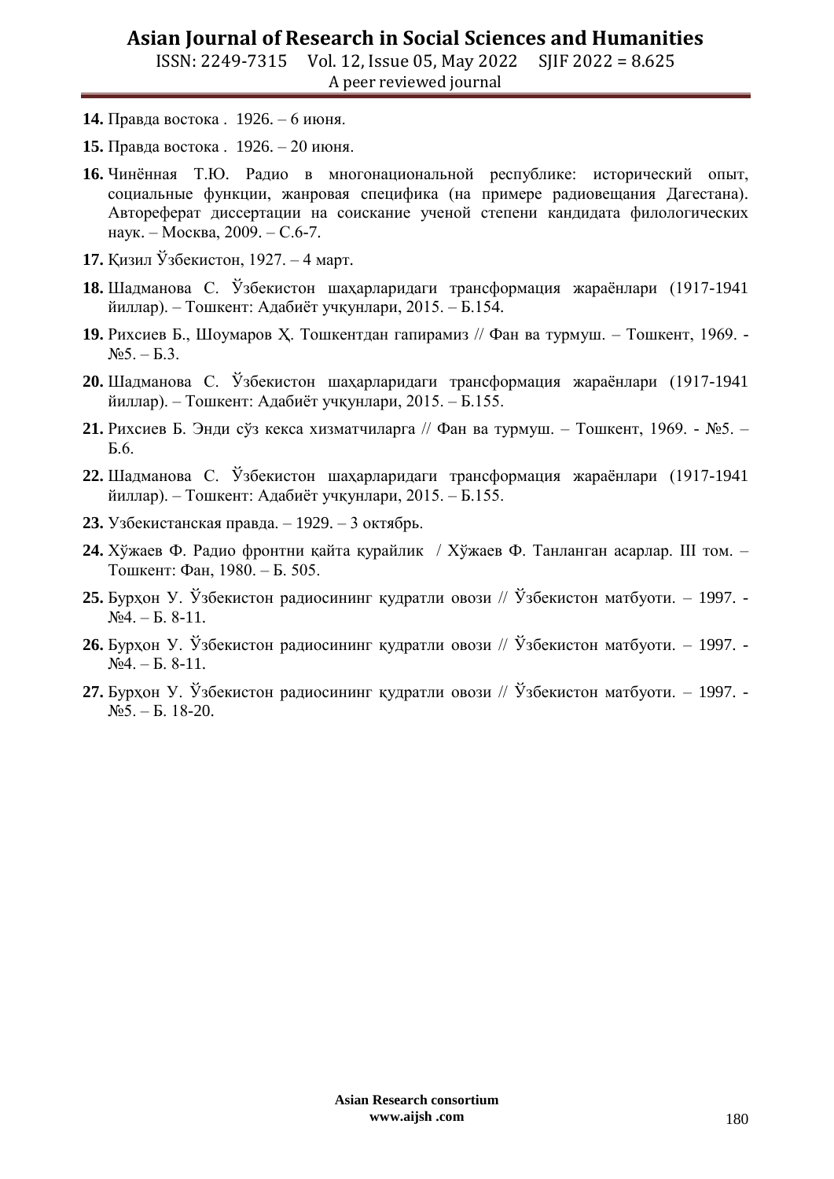14. Правда востока . 1926. – 6 июня.

15. Правда востока . 1926. – 20 июня.

16. Чинённая Т.Ю. Радио в многонациональной республике: исторический опыт, социальные функции, жанровая специфика (на примере радиовещания Дагестана). Автореферат диссертации на соискание ученой степени кандидата филологических наук. – Москва, 2009. – С.6-7.

17. Қизил Ўзбекистон, 1927. – 4 март.

18. Шадманова С. Ўзбекистон шаҳарларидаги трансформация жараёнлари (1917-1941 йиллар). – Тошкент: Адабиёт учқунлари, 2015. – Б.154.

19. Рихсиев Б., Шоумаров Ҳ. Тошкентдан гапирамиз // Фан ва турмуш. – Тошкент, 1969. - №5. – Б.3.

20. Шадманова С. Ўзбекистон шаҳарларидаги трансформация жараёнлари (1917-1941 йиллар). – Тошкент: Адабиёт учқунлари, 2015. – Б.155.

21. Рихсиев Б. Энди сўз кекса хизматчиларга // Фан ва турмуш. – Тошкент, 1969. - №5. – Б.6.

22. Шадманова С. Ўзбекистон шаҳарларидаги трансформация жараёнлари (1917-1941 йиллар). – Тошкент: Адабиёт учқунлари, 2015. – Б.155.

23. Узбекистанская правда. – 1929. – 3 октябрь.

24. Хўжаев Ф. Радио фронтни қайта қурайлик / Хўжаев Ф. Танланган асарлар. III том. – Тошкент: Фан, 1980. – Б. 505.

25. Бурҳон У. Ўзбекистон радиосининг қудратли овози // Ўзбекистон матбуоти. – 1997. - №4. – Б. 8-11.

26. Бурҳон У. Ўзбекистон радиосининг қудратли овози // Ўзбекистон матбуоти. – 1997. - №4. – Б. 8-11.

27. Бурҳон У. Ўзбекистон радиосининг қудратли овози // Ўзбекистон матбуоти. – 1997. - №5. – Б. 18-20.